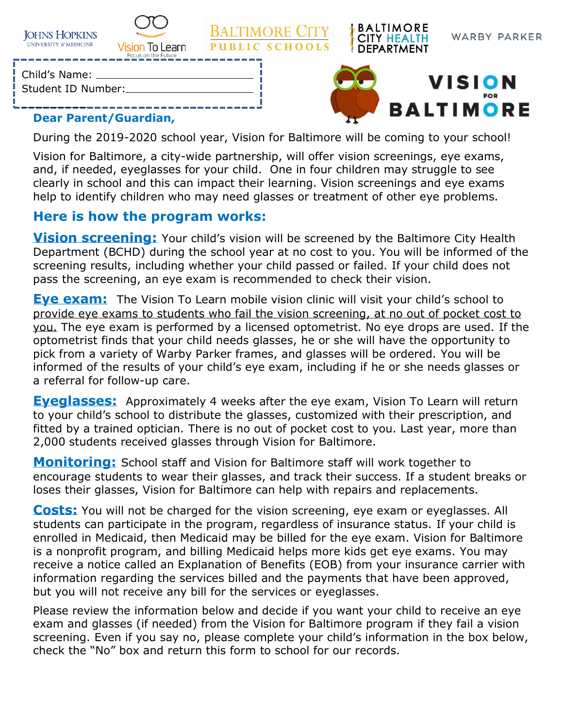JOHNS HOPKINS UNIVERSITY & MEDICINE | Vision To Learn — Focus on the Future | BALTIMORE CITY PUBLIC SCHOOLS | BALTIMORE CITY HEALTH DEPARTMENT | WARBY PARKER

Child's Name: ______________________________

Student ID Number: ______________________________

# VISION FOR BALTIMORE

**Dear Parent/Guardian,**

During the 2019-2020 school year, Vision for Baltimore will be coming to your school!

Vision for Baltimore, a city-wide partnership, will offer vision screenings, eye exams, and, if needed, eyeglasses for your child. One in four children may struggle to see clearly in school and this can impact their learning. Vision screenings and eye exams help to identify children who may need glasses or treatment of other eye problems.

## Here is how the program works:

**Vision screening:** Your child's vision will be screened by the Baltimore City Health Department (BCHD) during the school year at no cost to you. You will be informed of the screening results, including whether your child passed or failed. If your child does not pass the screening, an eye exam is recommended to check their vision.

**Eye exam:** The Vision To Learn mobile vision clinic will visit your child's school to provide eye exams to students who fail the vision screening, at no out of pocket cost to you. The eye exam is performed by a licensed optometrist. No eye drops are used. If the optometrist finds that your child needs glasses, he or she will have the opportunity to pick from a variety of Warby Parker frames, and glasses will be ordered. You will be informed of the results of your child's eye exam, including if he or she needs glasses or a referral for follow-up care.

**Eyeglasses:** Approximately 4 weeks after the eye exam, Vision To Learn will return to your child's school to distribute the glasses, customized with their prescription, and fitted by a trained optician. There is no out of pocket cost to you. Last year, more than 2,000 students received glasses through Vision for Baltimore.

**Monitoring:** School staff and Vision for Baltimore staff will work together to encourage students to wear their glasses, and track their success. If a student breaks or loses their glasses, Vision for Baltimore can help with repairs and replacements.

**Costs:** You will not be charged for the vision screening, eye exam or eyeglasses. All students can participate in the program, regardless of insurance status. If your child is enrolled in Medicaid, then Medicaid may be billed for the eye exam. Vision for Baltimore is a nonprofit program, and billing Medicaid helps more kids get eye exams. You may receive a notice called an Explanation of Benefits (EOB) from your insurance carrier with information regarding the services billed and the payments that have been approved, but you will not receive any bill for the services or eyeglasses.

Please review the information below and decide if you want your child to receive an eye exam and glasses (if needed) from the Vision for Baltimore program if they fail a vision screening. Even if you say no, please complete your child's information in the box below, check the "No" box and return this form to school for our records.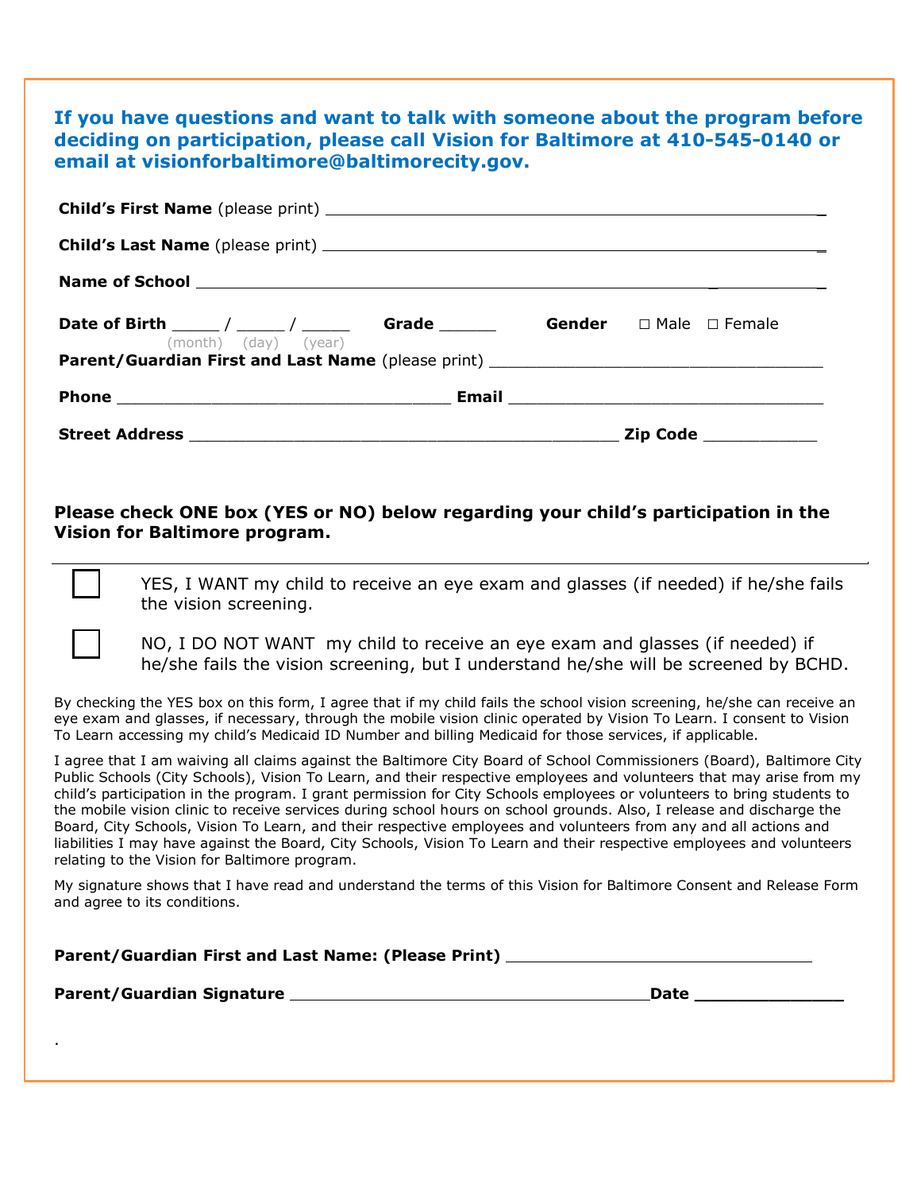**If you have questions and want to talk with someone about the program before deciding on participation, please call Vision for Baltimore at 410-545-0140 or email at visionforbaltimore@baltimorecity.gov.**

**Child's First Name** (please print) ______________________________________________

**Child's Last Name** (please print) ______________________________________________

**Name of School** ______________________________________________

**Date of Birth** _____ / _____ / _____ (month) (day) (year) **Grade** ______ **Gender** ☐ Male ☐ Female

**Parent/Guardian First and Last Name** (please print) ___________________________________

**Phone** _________________________________ **Email** _________________________________

**Street Address** ____________________________________________ **Zip Code** ____________

**Please check ONE box (YES or NO) below regarding your child's participation in the Vision for Baltimore program.**

☐ YES, I WANT my child to receive an eye exam and glasses (if needed) if he/she fails the vision screening.

☐ NO, I DO NOT WANT my child to receive an eye exam and glasses (if needed) if he/she fails the vision screening, but I understand he/she will be screened by BCHD.

By checking the YES box on this form, I agree that if my child fails the school vision screening, he/she can receive an eye exam and glasses, if necessary, through the mobile vision clinic operated by Vision To Learn. I consent to Vision To Learn accessing my child's Medicaid ID Number and billing Medicaid for those services, if applicable.

I agree that I am waiving all claims against the Baltimore City Board of School Commissioners (Board), Baltimore City Public Schools (City Schools), Vision To Learn, and their respective employees and volunteers that may arise from my child's participation in the program. I grant permission for City Schools employees or volunteers to bring students to the mobile vision clinic to receive services during school hours on school grounds. Also, I release and discharge the Board, City Schools, Vision To Learn, and their respective employees and volunteers from any and all actions and liabilities I may have against the Board, City Schools, Vision To Learn and their respective employees and volunteers relating to the Vision for Baltimore program.

My signature shows that I have read and understand the terms of this Vision for Baltimore Consent and Release Form and agree to its conditions.

**Parent/Guardian First and Last Name: (Please Print)** ________________________________

**Parent/Guardian Signature** ______________________________________ **Date** ______________